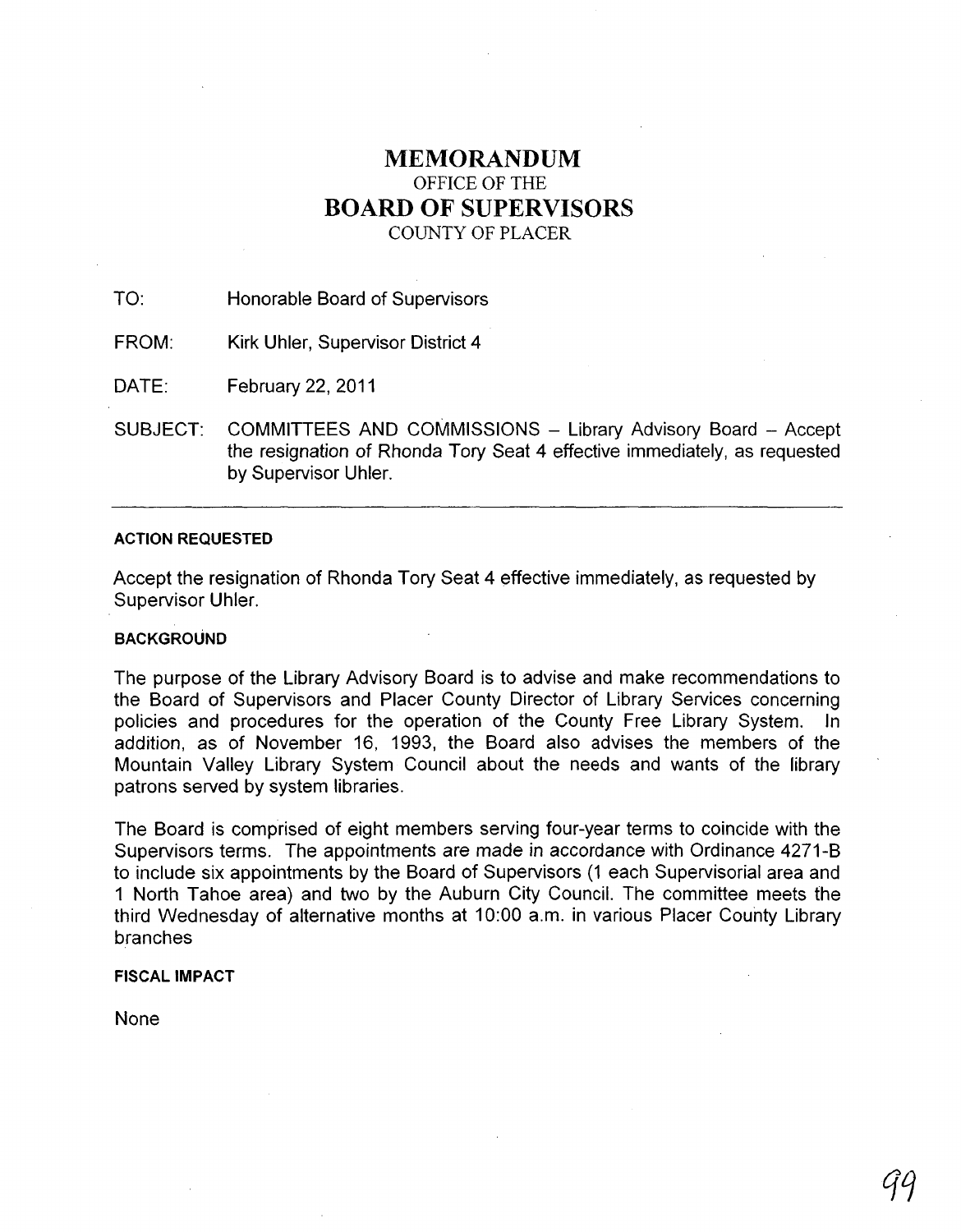# MEMORANDUM

OFFICE OF THE

# BOARD OF SUPERVISORS

COUNTY OF PLACER

TO: Honorable Board of Supervisors

FROM: Kirk Uhler, Supervisor District 4

DATE: February 22, 2011

SUBJECT: COMMITTEES AND COMMISSIONS – Library Advisory Board – Accept the resignation of Rhonda Tory Seat 4 effective immediately, as requested by Supervisor Uhler.

---

**ACTION REQUESTED**

Accept the resignation of Rhonda Tory Seat 4 effective immediately, as requested by Supervisor Uhler.

**BACKGROUND**

The purpose of the Library Advisory Board is to advise and make recommendations to the Board of Supervisors and Placer County Director of Library Services concerning policies and procedures for the operation of the County Free Library System. In addition, as of November 16, 1993, the Board also advises the members of the Mountain Valley Library System Council about the needs and wants of the library patrons served by system libraries.

The Board is comprised of eight members serving four-year terms to coincide with the Supervisors terms. The appointments are made in accordance with Ordinance 4271-B to include six appointments by the Board of Supervisors (1 each Supervisorial area and 1 North Tahoe area) and two by the Auburn City Council. The committee meets the third Wednesday of alternative months at 10:00 a.m. in various Placer County Library branches

**FISCAL IMPACT**

None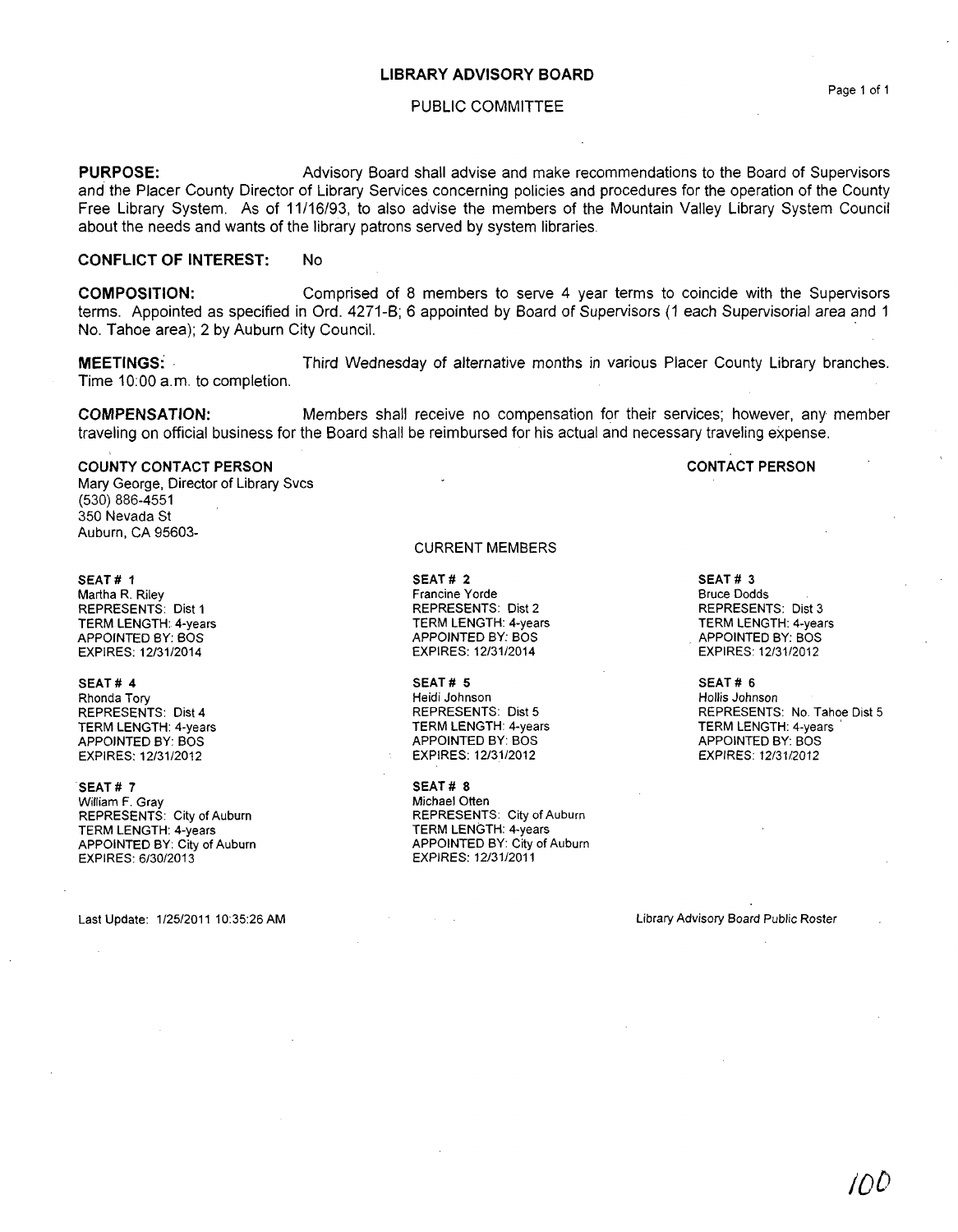# LIBRARY ADVISORY BOARD

## PUBLIC COMMITTEE

**PURPOSE:** Advisory Board shall advise and make recommendations to the Board of Supervisors and the Placer County Director of Library Services concerning policies and procedures for the operation of the County Free Library System. As of 11/16/93, to also advise the members of the Mountain Valley Library System Council about the needs and wants of the library patrons served by system libraries.

**CONFLICT OF INTEREST:** No

**COMPOSITION:** Comprised of 8 members to serve 4 year terms to coincide with the Supervisors terms. Appointed as specified in Ord. 4271-B; 6 appointed by Board of Supervisors (1 each Supervisorial area and 1 No. Tahoe area); 2 by Auburn City Council.

**MEETINGS:** Third Wednesday of alternative months in various Placer County Library branches. Time 10:00 a.m. to completion.

**COMPENSATION:** Members shall receive no compensation for their services; however, any member traveling on official business for the Board shall be reimbursed for his actual and necessary traveling expense.

**COUNTY CONTACT PERSON**
Mary George, Director of Library Svcs
(530) 886-4551
350 Nevada St
Auburn, CA 95603-

**CONTACT PERSON**

CURRENT MEMBERS

**SEAT # 1**
Martha R. Riley
REPRESENTS: Dist 1
TERM LENGTH: 4-years
APPOINTED BY: BOS
EXPIRES: 12/31/2014

**SEAT # 2**
Francine Yorde
REPRESENTS: Dist 2
TERM LENGTH: 4-years
APPOINTED BY: BOS
EXPIRES: 12/31/2014

**SEAT # 3**
Bruce Dodds
REPRESENTS: Dist 3
TERM LENGTH: 4-years
APPOINTED BY: BOS
EXPIRES: 12/31/2012

**SEAT # 4**
Rhonda Tory
REPRESENTS: Dist 4
TERM LENGTH: 4-years
APPOINTED BY: BOS
EXPIRES: 12/31/2012

**SEAT # 5**
Heidi Johnson
REPRESENTS: Dist 5
TERM LENGTH: 4-years
APPOINTED BY: BOS
EXPIRES: 12/31/2012

**SEAT # 6**
Hollis Johnson
REPRESENTS: No. Tahoe Dist 5
TERM LENGTH: 4-years
APPOINTED BY: BOS
EXPIRES: 12/31/2012

**SEAT # 7**
William F. Gray
REPRESENTS: City of Auburn
TERM LENGTH: 4-years
APPOINTED BY: City of Auburn
EXPIRES: 6/30/2013

**SEAT # 8**
Michael Otten
REPRESENTS: City of Auburn
TERM LENGTH: 4-years
APPOINTED BY: City of Auburn
EXPIRES: 12/31/2011

Last Update: 1/25/2011 10:35:26 AM

Library Advisory Board Public Roster